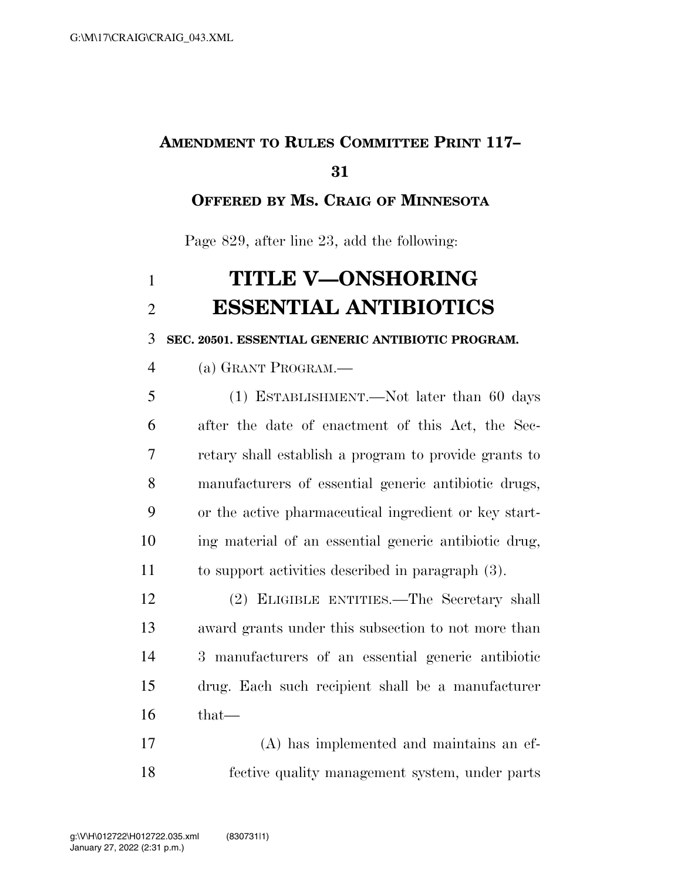**AMENDMENT TO RULES COMMITTEE PRINT 117–31**

**OFFERED BY MS. CRAIG OF MINNESOTA**

Page 829, after line 23, add the following:

# TITLE V—ONSHORING ESSENTIAL ANTIBIOTICS

**SEC. 20501. ESSENTIAL GENERIC ANTIBIOTIC PROGRAM.**

(a) GRANT PROGRAM.—

(1) ESTABLISHMENT.—Not later than 60 days after the date of enactment of this Act, the Secretary shall establish a program to provide grants to manufacturers of essential generic antibiotic drugs, or the active pharmaceutical ingredient or key starting material of an essential generic antibiotic drug, to support activities described in paragraph (3).

(2) ELIGIBLE ENTITIES.—The Secretary shall award grants under this subsection to not more than 3 manufacturers of an essential generic antibiotic drug. Each such recipient shall be a manufacturer that—

(A) has implemented and maintains an effective quality management system, under parts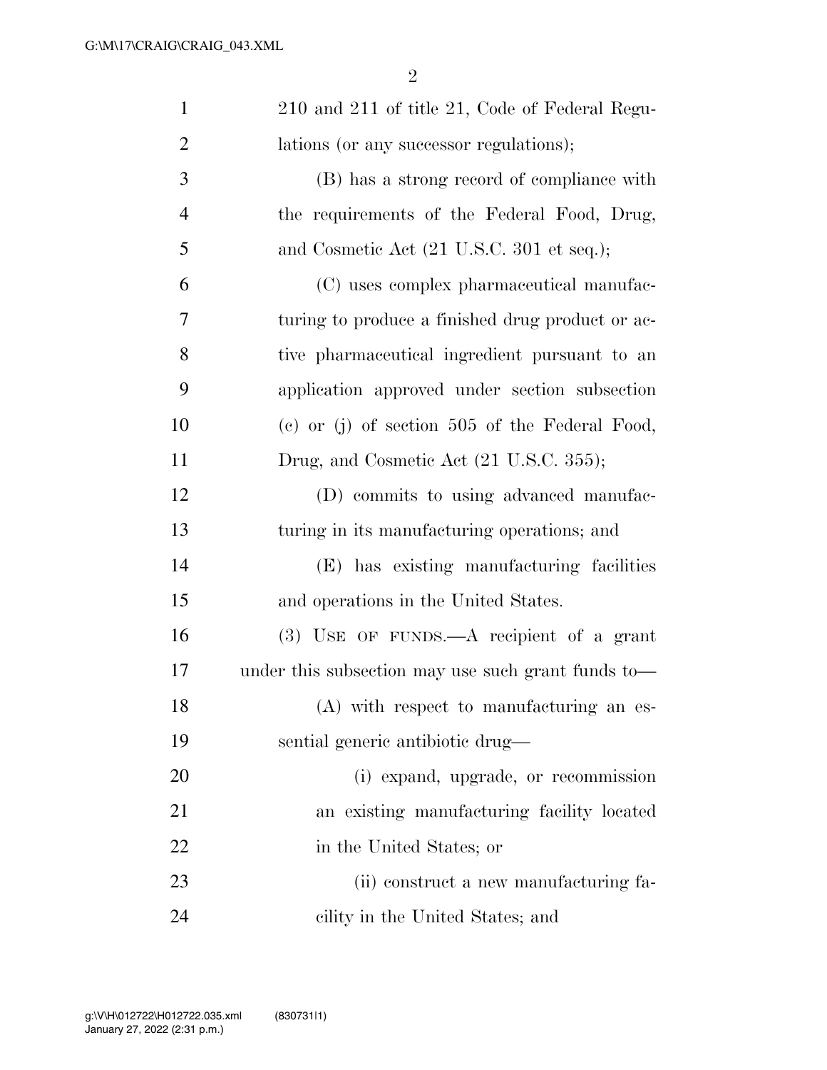210 and 211 of title 21, Code of Federal Regulations (or any successor regulations);

(B) has a strong record of compliance with the requirements of the Federal Food, Drug, and Cosmetic Act (21 U.S.C. 301 et seq.);

(C) uses complex pharmaceutical manufacturing to produce a finished drug product or active pharmaceutical ingredient pursuant to an application approved under section subsection (c) or (j) of section 505 of the Federal Food, Drug, and Cosmetic Act (21 U.S.C. 355);

(D) commits to using advanced manufacturing in its manufacturing operations; and

(E) has existing manufacturing facilities and operations in the United States.

(3) USE OF FUNDS.—A recipient of a grant under this subsection may use such grant funds to—

(A) with respect to manufacturing an essential generic antibiotic drug—

(i) expand, upgrade, or recommission an existing manufacturing facility located in the United States; or

(ii) construct a new manufacturing facility in the United States; and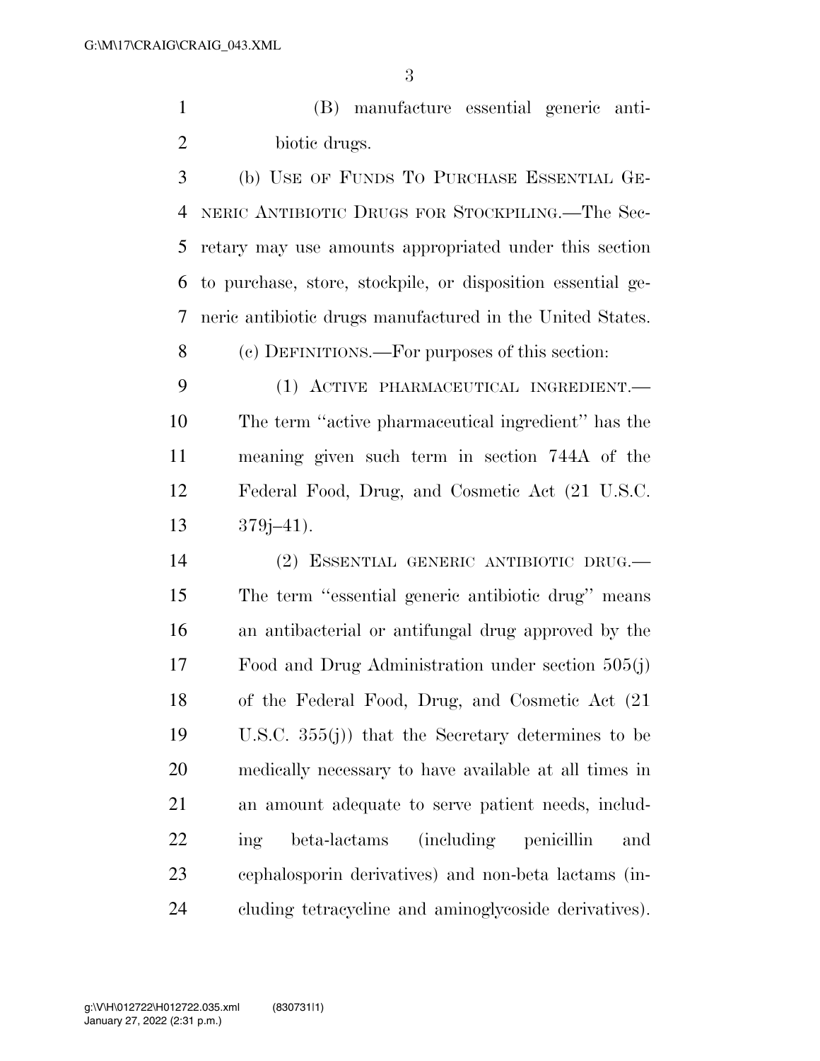(B) manufacture essential generic antibiotic drugs.

(b) USE OF FUNDS TO PURCHASE ESSENTIAL GENERIC ANTIBIOTIC DRUGS FOR STOCKPILING.—The Secretary may use amounts appropriated under this section to purchase, store, stockpile, or disposition essential generic antibiotic drugs manufactured in the United States.

(c) DEFINITIONS.—For purposes of this section:

(1) ACTIVE PHARMACEUTICAL INGREDIENT.—The term ''active pharmaceutical ingredient'' has the meaning given such term in section 744A of the Federal Food, Drug, and Cosmetic Act (21 U.S.C. 379j–41).

(2) ESSENTIAL GENERIC ANTIBIOTIC DRUG.—The term ''essential generic antibiotic drug'' means an antibacterial or antifungal drug approved by the Food and Drug Administration under section 505(j) of the Federal Food, Drug, and Cosmetic Act (21 U.S.C. 355(j)) that the Secretary determines to be medically necessary to have available at all times in an amount adequate to serve patient needs, including beta-lactams (including penicillin and cephalosporin derivatives) and non-beta lactams (including tetracycline and aminoglycoside derivatives).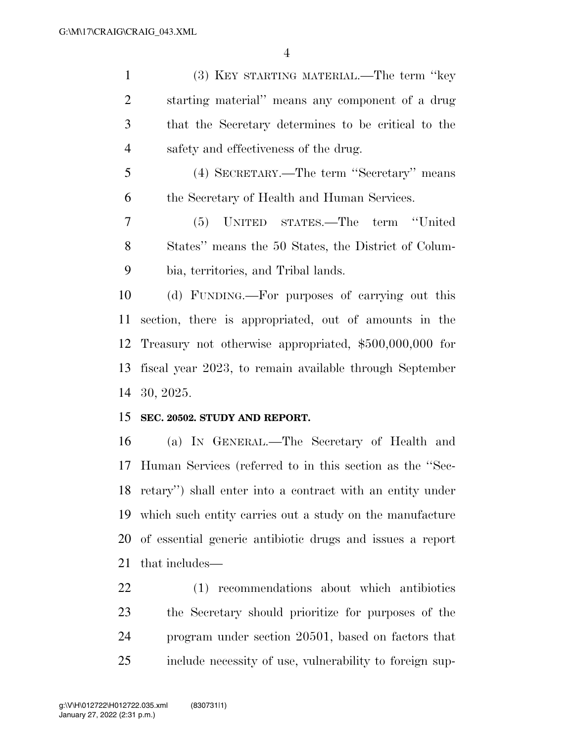(3) KEY STARTING MATERIAL.—The term ''key starting material'' means any component of a drug that the Secretary determines to be critical to the safety and effectiveness of the drug.

(4) SECRETARY.—The term ''Secretary'' means the Secretary of Health and Human Services.

(5) UNITED STATES.—The term ''United States'' means the 50 States, the District of Columbia, territories, and Tribal lands.

(d) FUNDING.—For purposes of carrying out this section, there is appropriated, out of amounts in the Treasury not otherwise appropriated, $500,000,000 for fiscal year 2023, to remain available through September 30, 2025.

**SEC. 20502. STUDY AND REPORT.**

(a) IN GENERAL.—The Secretary of Health and Human Services (referred to in this section as the ''Secretary'') shall enter into a contract with an entity under which such entity carries out a study on the manufacture of essential generic antibiotic drugs and issues a report that includes—

(1) recommendations about which antibiotics the Secretary should prioritize for purposes of the program under section 20501, based on factors that include necessity of use, vulnerability to foreign sup-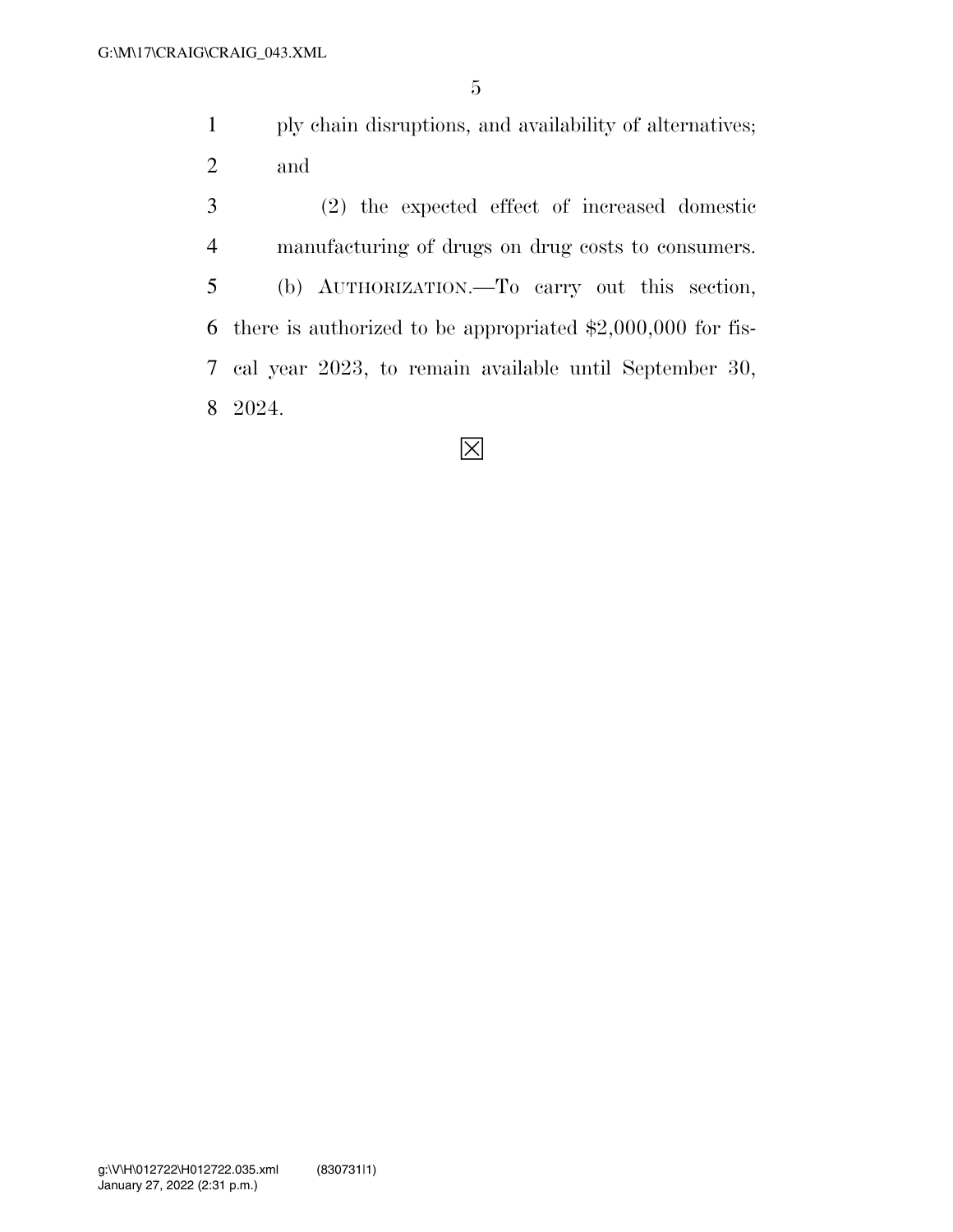ply chain disruptions, and availability of alternatives; and

(2) the expected effect of increased domestic manufacturing of drugs on drug costs to consumers.

(b) AUTHORIZATION.—To carry out this section, there is authorized to be appropriated $2,000,000 for fiscal year 2023, to remain available until September 30, 2024.